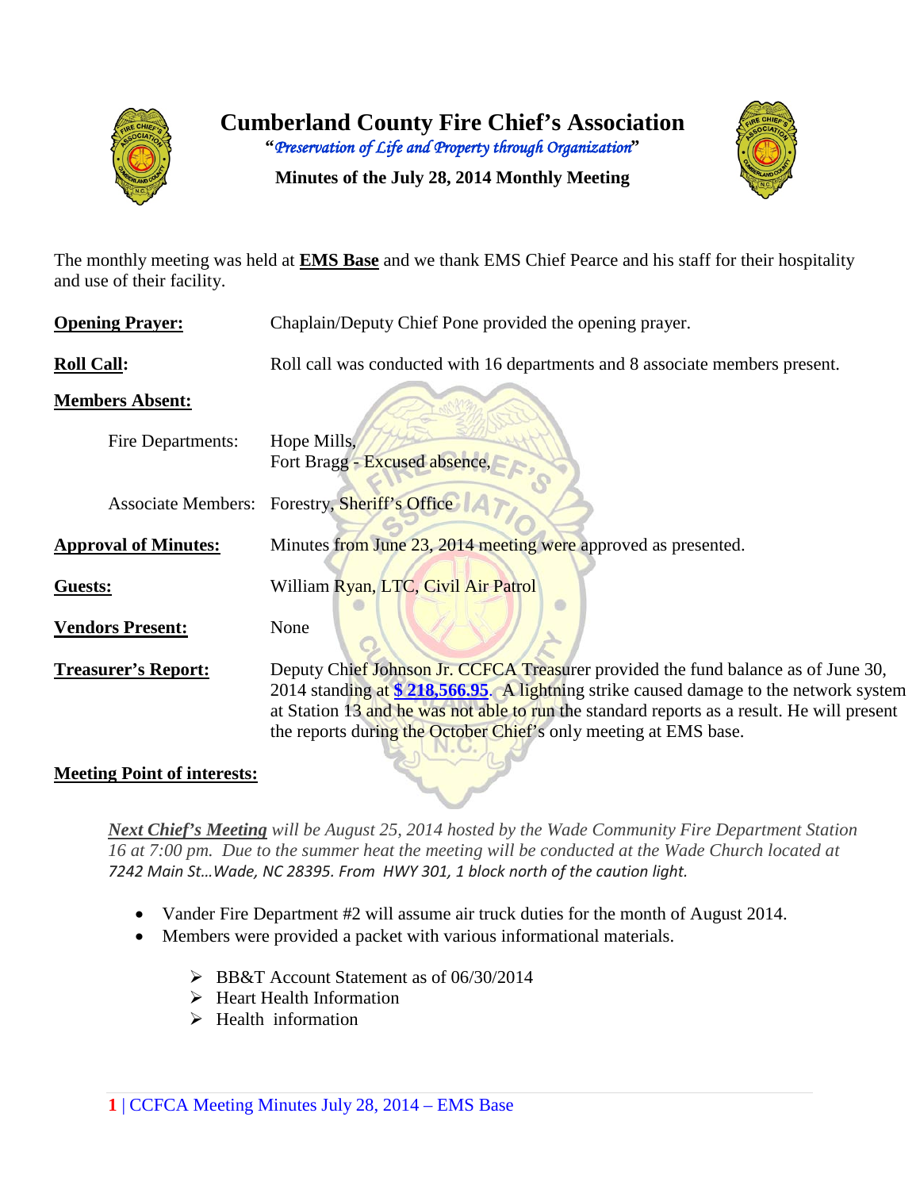# Cumberland County Fire Chief's Association

*"Preservation of Life and Property through Organization"*

**Minutes of the July 28, 2014 Monthly Meeting**

The monthly meeting was held at **EMS Base** and we thank EMS Chief Pearce and his staff for their hospitality and use of their facility.

**Opening Prayer:** Chaplain/Deputy Chief Pone provided the opening prayer.

**Roll Call:** Roll call was conducted with 16 departments and 8 associate members present.

**Members Absent:**

Fire Departments: Hope Mills,
Fort Bragg - Excused absence,

Associate Members: Forestry, Sheriff's Office

**Approval of Minutes:** Minutes from June 23, 2014 meeting were approved as presented.

**Guests:** William Ryan, LTC, Civil Air Patrol

**Vendors Present:** None

**Treasurer's Report:** Deputy Chief Johnson Jr. CCFCA Treasurer provided the fund balance as of June 30, 2014 standing at **$ 218,566.95**. A lightning strike caused damage to the network system at Station 13 and he was not able to run the standard reports as a result. He will present the reports during the October Chief's only meeting at EMS base.

**Meeting Point of interests:**

***Next Chief's Meeting*** *will be August 25, 2014 hosted by the Wade Community Fire Department Station 16 at 7:00 pm. Due to the summer heat the meeting will be conducted at the Wade Church located at 7242 Main St…Wade, NC 28395. From HWY 301, 1 block north of the caution light.*

- Vander Fire Department #2 will assume air truck duties for the month of August 2014.
- Members were provided a packet with various informational materials.
  - BB&T Account Statement as of 06/30/2014
  - Heart Health Information
  - Health information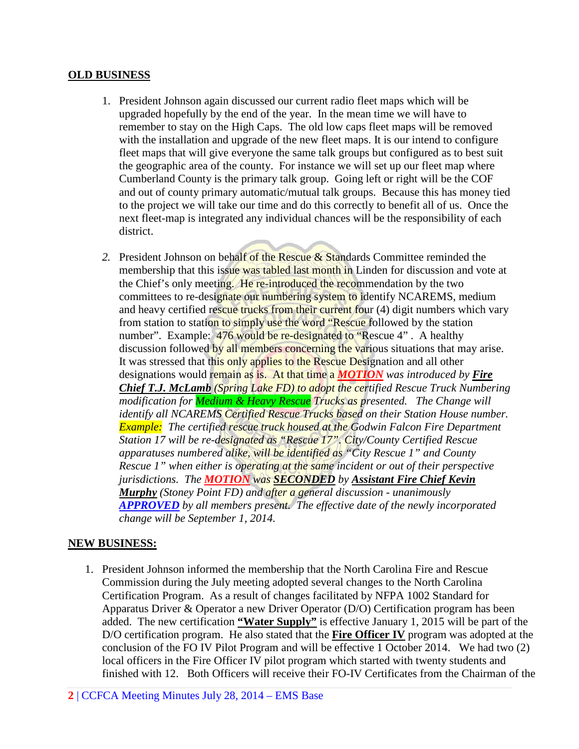**OLD BUSINESS**

1. President Johnson again discussed our current radio fleet maps which will be upgraded hopefully by the end of the year. In the mean time we will have to remember to stay on the High Caps. The old low caps fleet maps will be removed with the installation and upgrade of the new fleet maps. It is our intend to configure fleet maps that will give everyone the same talk groups but configured as to best suit the geographic area of the county. For instance we will set up our fleet map where Cumberland County is the primary talk group. Going left or right will be the COF and out of county primary automatic/mutual talk groups. Because this has money tied to the project we will take our time and do this correctly to benefit all of us. Once the next fleet-map is integrated any individual chances will be the responsibility of each district.

2. President Johnson on behalf of the Rescue & Standards Committee reminded the membership that this issue was tabled last month in Linden for discussion and vote at the Chief's only meeting. He re-introduced the recommendation by the two committees to re-designate our numbering system to identify NCAREMS, medium and heavy certified rescue trucks from their current four (4) digit numbers which vary from station to station to simply use the word "Rescue followed by the station number". Example: 476 would be re-designated to "Rescue 4" . A healthy discussion followed by all members concerning the various situations that may arise. It was stressed that this only applies to the Rescue Designation and all other designations would remain as is. At that time a ***MOTION*** *was introduced by* ***Fire Chief T.J. McLamb*** *(Spring Lake FD) to adopt the certified Rescue Truck Numbering modification for Medium & Heavy Rescue Trucks as presented. The Change will identify all NCAREMS Certified Rescue Trucks based on their Station House number. Example: The certified rescue truck housed at the Godwin Falcon Fire Department Station 17 will be re-designated as "Rescue 17". City/County Certified Rescue apparatuses numbered alike, will be identified as "City Rescue 1" and County Rescue 1" when either is operating at the same incident or out of their perspective jurisdictions. The* ***MOTION*** *was* ***SECONDED*** *by* ***Assistant Fire Chief Kevin Murphy*** *(Stoney Point FD) and after a general discussion - unanimously* ***APPROVED*** *by all members present. The effective date of the newly incorporated change will be September 1, 2014.*

**NEW BUSINESS:**

1. President Johnson informed the membership that the North Carolina Fire and Rescue Commission during the July meeting adopted several changes to the North Carolina Certification Program. As a result of changes facilitated by NFPA 1002 Standard for Apparatus Driver & Operator a new Driver Operator (D/O) Certification program has been added. The new certification **"Water Supply"** is effective January 1, 2015 will be part of the D/O certification program. He also stated that the **Fire Officer IV** program was adopted at the conclusion of the FO IV Pilot Program and will be effective 1 October 2014. We had two (2) local officers in the Fire Officer IV pilot program which started with twenty students and finished with 12. Both Officers will receive their FO-IV Certificates from the Chairman of the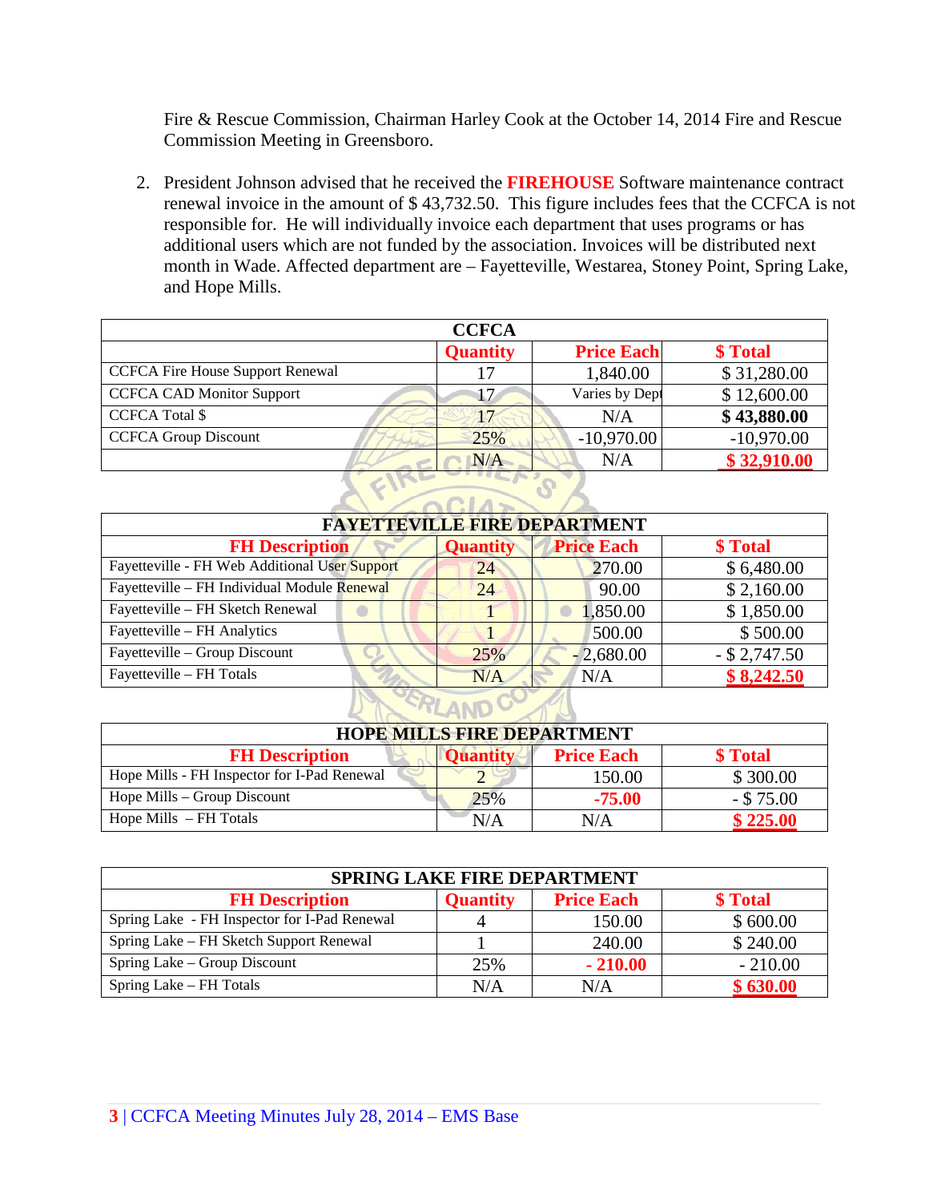Fire & Rescue Commission, Chairman Harley Cook at the October 14, 2014 Fire and Rescue Commission Meeting in Greensboro.

2. President Johnson advised that he received the **FIREHOUSE** Software maintenance contract renewal invoice in the amount of $ 43,732.50. This figure includes fees that the CCFCA is not responsible for. He will individually invoice each department that uses programs or has additional users which are not funded by the association. Invoices will be distributed next month in Wade. Affected department are – Fayetteville, Westarea, Stoney Point, Spring Lake, and Hope Mills.

| **CCFCA** | | | |
|---|---|---|---|
| | **Quantity** | **Price Each** | **$ Total** |
| CCFCA Fire House Support Renewal | 17 | 1,840.00 | $ 31,280.00 |
| CCFCA CAD Monitor Support | 17 | Varies by Dept | $ 12,600.00 |
| CCFCA Total $ | 17 | N/A | **$ 43,880.00** |
| CCFCA Group Discount | 25% | -10,970.00 | -10,970.00 |
| | N/A | N/A | **$ 32,910.00** |

| **FAYETTEVILLE FIRE DEPARTMENT** | | | |
|---|---|---|---|
| **FH Description** | **Quantity** | **Price Each** | **$ Total** |
| Fayetteville - FH Web Additional User Support | 24 | 270.00 | $ 6,480.00 |
| Fayetteville – FH Individual Module Renewal | 24 | 90.00 | $ 2,160.00 |
| Fayetteville – FH Sketch Renewal | 1 | 1,850.00 | $ 1,850.00 |
| Fayetteville – FH Analytics | 1 | 500.00 | $ 500.00 |
| Fayetteville – Group Discount | 25% | - 2,680.00 | - $ 2,747.50 |
| Fayetteville – FH Totals | N/A | N/A | **$ 8,242.50** |

| **HOPE MILLS FIRE DEPARTMENT** | | | |
|---|---|---|---|
| **FH Description** | **Quantity** | **Price Each** | **$ Total** |
| Hope Mills - FH Inspector for I-Pad Renewal | 2 | 150.00 | $ 300.00 |
| Hope Mills – Group Discount | 25% | **-75.00** | - $ 75.00 |
| Hope Mills – FH Totals | N/A | N/A | **$ 225.00** |

| **SPRING LAKE FIRE DEPARTMENT** | | | |
|---|---|---|---|
| **FH Description** | **Quantity** | **Price Each** | **$ Total** |
| Spring Lake - FH Inspector for I-Pad Renewal | 4 | 150.00 | $ 600.00 |
| Spring Lake – FH Sketch Support Renewal | 1 | 240.00 | $ 240.00 |
| Spring Lake – Group Discount | 25% | **- 210.00** | - 210.00 |
| Spring Lake – FH Totals | N/A | N/A | **$ 630.00** |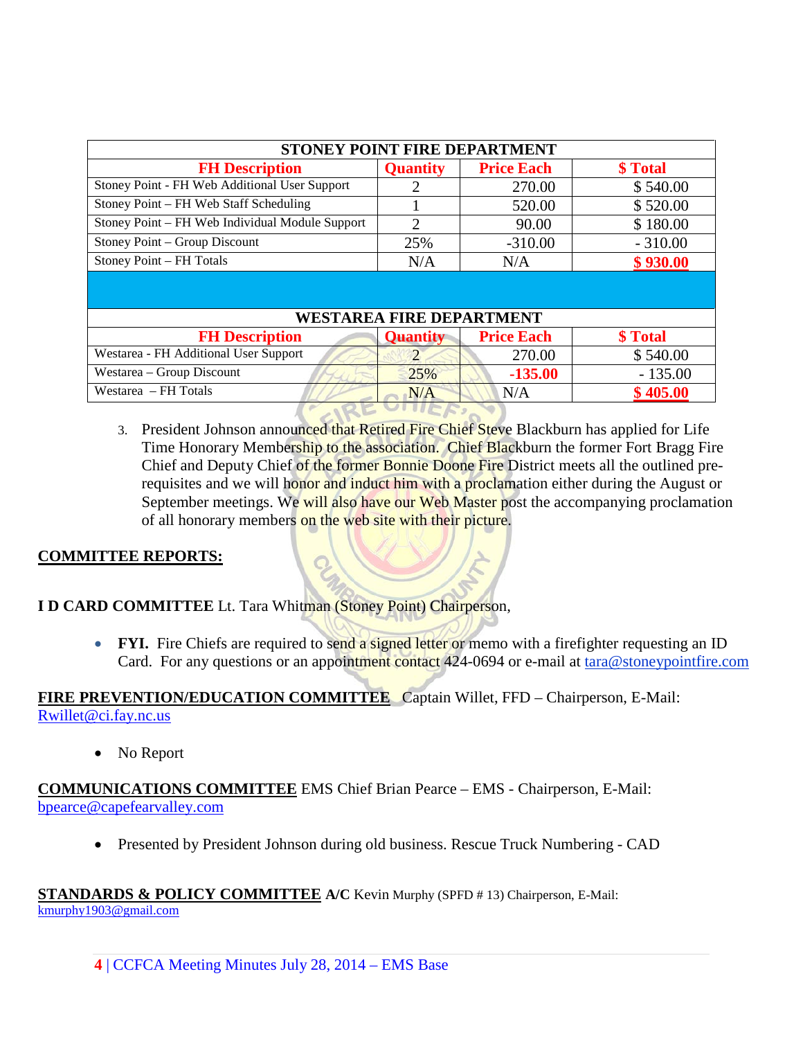| STONEY POINT FIRE DEPARTMENT | | | |
|---|---|---|---|
| **FH Description** | **Quantity** | **Price Each** | **$ Total** |
| Stoney Point - FH Web Additional User Support | 2 | 270.00 | $ 540.00 |
| Stoney Point – FH Web Staff Scheduling | 1 | 520.00 | $ 520.00 |
| Stoney Point – FH Web Individual Module Support | 2 | 90.00 | $ 180.00 |
| Stoney Point – Group Discount | 25% | -310.00 | - 310.00 |
| Stoney Point – FH Totals | N/A | N/A | **$ 930.00** |

| WESTAREA FIRE DEPARTMENT | | | |
|---|---|---|---|
| **FH Description** | **Quantity** | **Price Each** | **$ Total** |
| Westarea - FH Additional User Support | 2 | 270.00 | $ 540.00 |
| Westarea – Group Discount | 25% | **-135.00** | - 135.00 |
| Westarea – FH Totals | N/A | N/A | **$ 405.00** |

3. President Johnson announced that Retired Fire Chief Steve Blackburn has applied for Life Time Honorary Membership to the association. Chief Blackburn the former Fort Bragg Fire Chief and Deputy Chief of the former Bonnie Doone Fire District meets all the outlined pre-requisites and we will honor and induct him with a proclamation either during the August or September meetings. We will also have our Web Master post the accompanying proclamation of all honorary members on the web site with their picture.

## COMMITTEE REPORTS:

**I D CARD COMMITTEE** Lt. Tara Whitman (Stoney Point) Chairperson,

- **FYI.** Fire Chiefs are required to send a signed letter or memo with a firefighter requesting an ID Card. For any questions or an appointment contact 424-0694 or e-mail at tara@stoneypointfire.com

**FIRE PREVENTION/EDUCATION COMMITTEE** Captain Willet, FFD – Chairperson, E-Mail: Rwillet@ci.fay.nc.us

- No Report

**COMMUNICATIONS COMMITTEE** EMS Chief Brian Pearce – EMS - Chairperson, E-Mail: bpearce@capefearvalley.com

- Presented by President Johnson during old business. Rescue Truck Numbering - CAD

**STANDARDS & POLICY COMMITTEE** **A/C** Kevin Murphy (SPFD # 13) Chairperson, E-Mail: kmurphy1903@gmail.com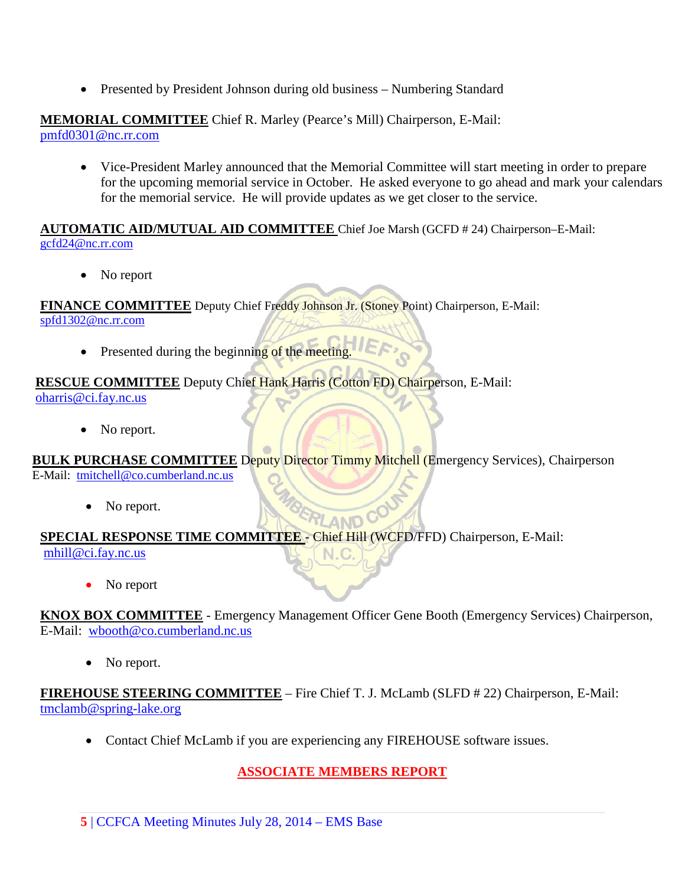- Presented by President Johnson during old business – Numbering Standard

**MEMORIAL COMMITTEE** Chief R. Marley (Pearce's Mill) Chairperson, E-Mail: pmfd0301@nc.rr.com

- Vice-President Marley announced that the Memorial Committee will start meeting in order to prepare for the upcoming memorial service in October. He asked everyone to go ahead and mark your calendars for the memorial service. He will provide updates as we get closer to the service.

**AUTOMATIC AID/MUTUAL AID COMMITTEE** Chief Joe Marsh (GCFD # 24) Chairperson–E-Mail: gcfd24@nc.rr.com

- No report

**FINANCE COMMITTEE** Deputy Chief Freddy Johnson Jr. (Stoney Point) Chairperson, E-Mail: spfd1302@nc.rr.com

- Presented during the beginning of the meeting.

**RESCUE COMMITTEE** Deputy Chief Hank Harris (Cotton FD) Chairperson, E-Mail: oharris@ci.fay.nc.us

- No report.

**BULK PURCHASE COMMITTEE** Deputy Director Timmy Mitchell (Emergency Services), Chairperson E-Mail: tmitchell@co.cumberland.nc.us

- No report.

**SPECIAL RESPONSE TIME COMMITTEE** - Chief Hill (WCFD/FFD) Chairperson, E-Mail: mhill@ci.fay.nc.us

- No report

**KNOX BOX COMMITTEE** - Emergency Management Officer Gene Booth (Emergency Services) Chairperson, E-Mail: wbooth@co.cumberland.nc.us

- No report.

**FIREHOUSE STEERING COMMITTEE** – Fire Chief T. J. McLamb (SLFD # 22) Chairperson, E-Mail: tmclamb@spring-lake.org

- Contact Chief McLamb if you are experiencing any FIREHOUSE software issues.

## ASSOCIATE MEMBERS REPORT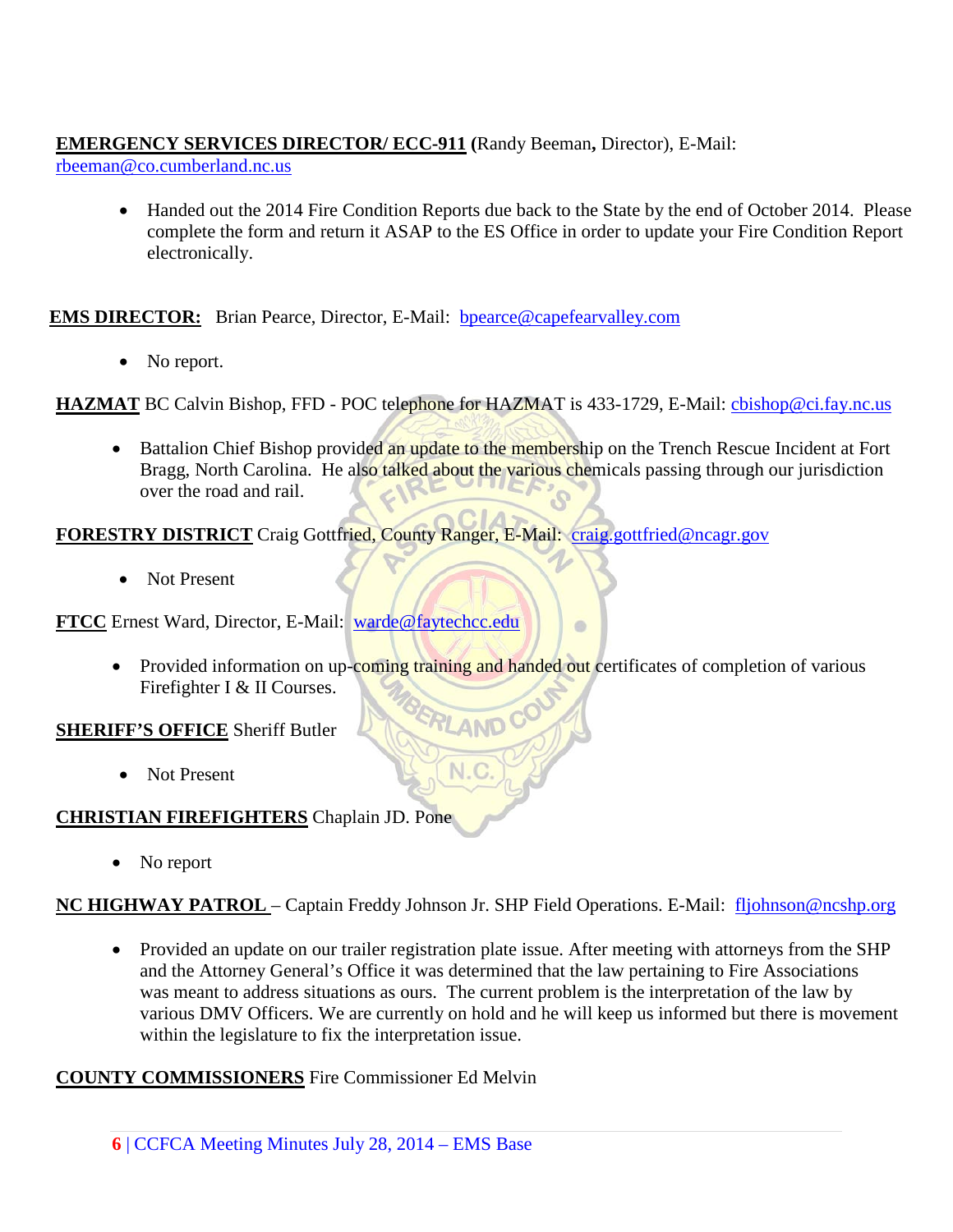**EMERGENCY SERVICES DIRECTOR/ ECC-911** (Randy Beeman**,** Director), E-Mail: rbeeman@co.cumberland.nc.us

- Handed out the 2014 Fire Condition Reports due back to the State by the end of October 2014. Please complete the form and return it ASAP to the ES Office in order to update your Fire Condition Report electronically.

**EMS DIRECTOR:** Brian Pearce, Director, E-Mail: bpearce@capefearvalley.com

- No report.

**HAZMAT** BC Calvin Bishop, FFD - POC telephone for HAZMAT is 433-1729, E-Mail: cbishop@ci.fay.nc.us

- Battalion Chief Bishop provided an update to the membership on the Trench Rescue Incident at Fort Bragg, North Carolina. He also talked about the various chemicals passing through our jurisdiction over the road and rail.

**FORESTRY DISTRICT** Craig Gottfried, County Ranger, E-Mail: craig.gottfried@ncagr.gov

- Not Present

**FTCC** Ernest Ward, Director, E-Mail: warde@faytechcc.edu

- Provided information on up-coming training and handed out certificates of completion of various Firefighter I & II Courses.

**SHERIFF'S OFFICE** Sheriff Butler

- Not Present

**CHRISTIAN FIREFIGHTERS** Chaplain JD. Pone

- No report

**NC HIGHWAY PATROL** – Captain Freddy Johnson Jr. SHP Field Operations. E-Mail: fljohnson@ncshp.org

- Provided an update on our trailer registration plate issue. After meeting with attorneys from the SHP and the Attorney General's Office it was determined that the law pertaining to Fire Associations was meant to address situations as ours. The current problem is the interpretation of the law by various DMV Officers. We are currently on hold and he will keep us informed but there is movement within the legislature to fix the interpretation issue.

**COUNTY COMMISSIONERS** Fire Commissioner Ed Melvin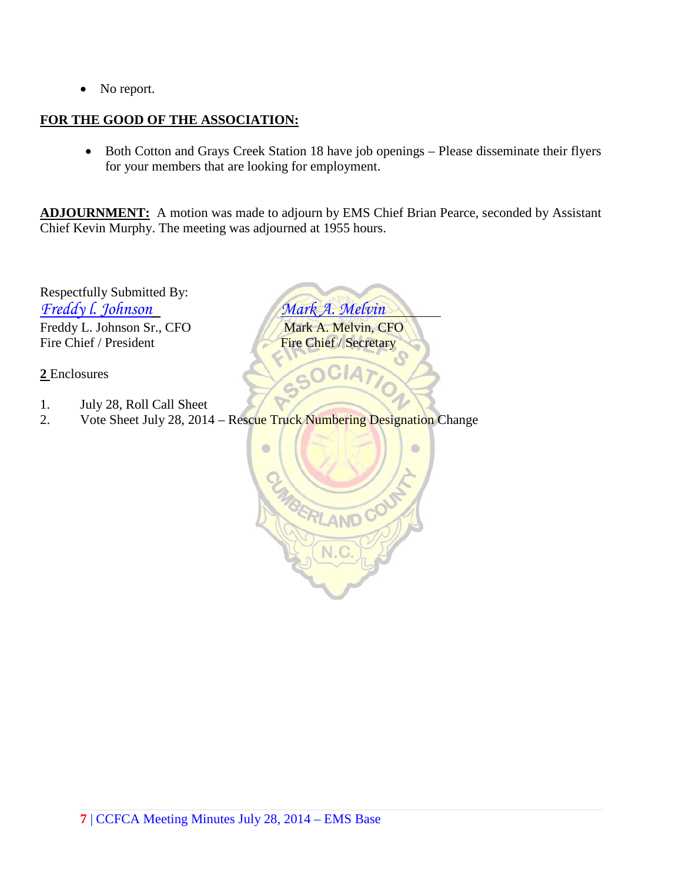- No report.

**FOR THE GOOD OF THE ASSOCIATION:**

- Both Cotton and Grays Creek Station 18 have job openings – Please disseminate their flyers for your members that are looking for employment.

**ADJOURNMENT:** A motion was made to adjourn by EMS Chief Brian Pearce, seconded by Assistant Chief Kevin Murphy. The meeting was adjourned at 1955 hours.

Respectfully Submitted By:

*Freddy L. Johnson*
Freddy L. Johnson Sr., CFO
Fire Chief / President

*Mark A. Melvin*
Mark A. Melvin, CFO
Fire Chief / Secretary

**2** Enclosures

1. July 28, Roll Call Sheet
2. Vote Sheet July 28, 2014 – Rescue Truck Numbering Designation Change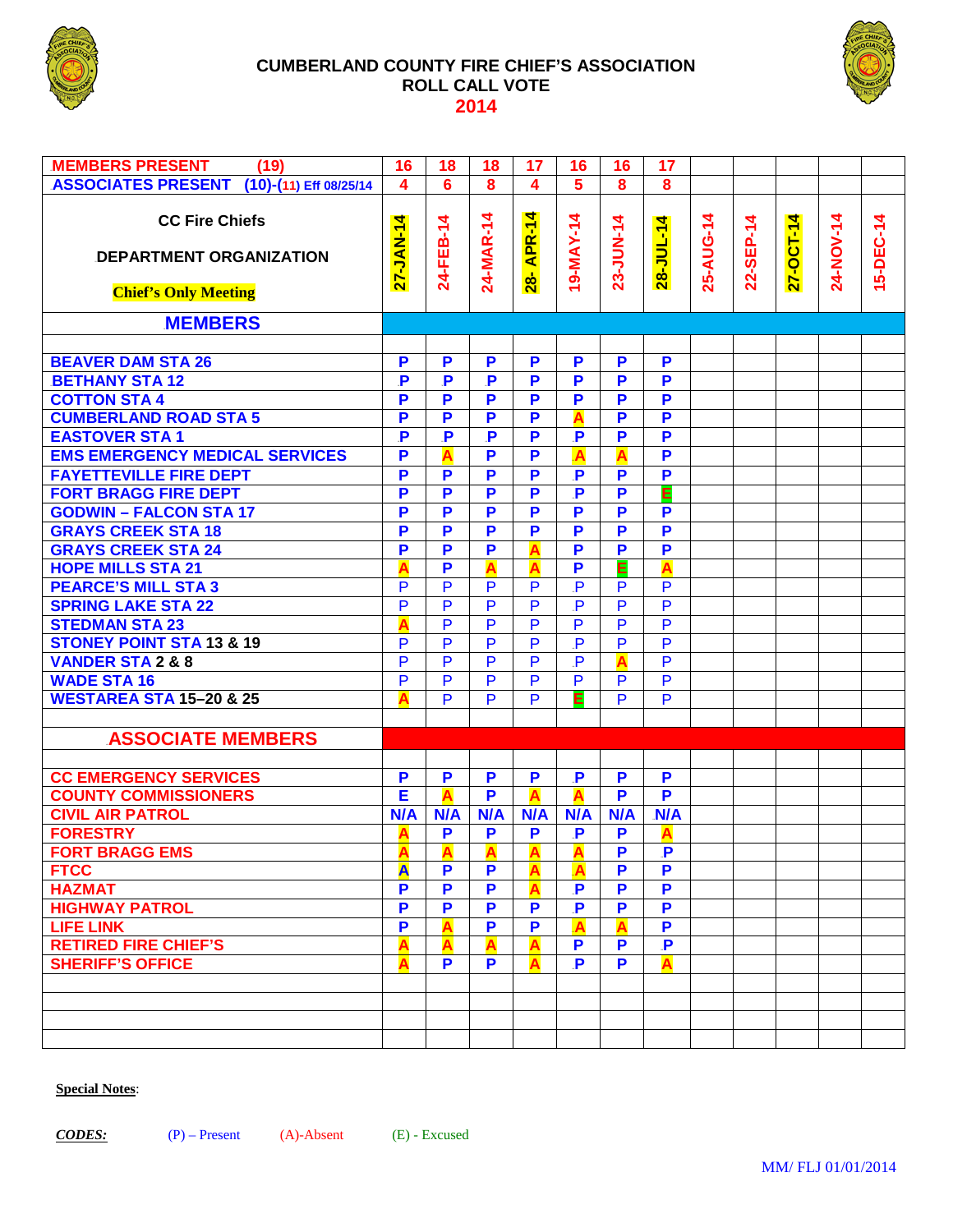# CUMBERLAND COUNTY FIRE CHIEF'S ASSOCIATION
## ROLL CALL VOTE
## 2014

| MEMBERS PRESENT (19) | 16 | 18 | 18 | 17 | 16 | 16 | 17 | | | | | |
|---|---|---|---|---|---|---|---|---|---|---|---|---|
| ASSOCIATES PRESENT (10)-(11) Eff 08/25/14 | 4 | 6 | 8 | 4 | 5 | 8 | 8 | | | | | |
| CC Fire Chiefs<br>DEPARTMENT ORGANIZATION<br>Chief's Only Meeting | 27-JAN-14 | 24-FEB-14 | 24-MAR-14 | 28- APR-14 | 19-MAY-14 | 23-JUN-14 | 28-JUL-14 | 25-AUG-14 | 22-SEP-14 | 27-OCT-14 | 24-NOV-14 | 15-DEC-14 |
| **MEMBERS** | | | | | | | | | | | | |
| | | | | | | | | | | | | |
| BEAVER DAM STA 26 | P | P | P | P | P | P | P | | | | | |
| BETHANY STA 12 | P | P | P | P | P | P | P | | | | | |
| COTTON STA 4 | P | P | P | P | P | P | P | | | | | |
| CUMBERLAND ROAD STA 5 | P | P | P | P | A | P | P | | | | | |
| EASTOVER STA 1 | P | P | P | P | P | P | P | | | | | |
| EMS EMERGENCY MEDICAL SERVICES | P | A | P | P | A | A | P | | | | | |
| FAYETTEVILLE FIRE DEPT | P | P | P | P | P | P | P | | | | | |
| FORT BRAGG FIRE DEPT | P | P | P | P | P | P | E | | | | | |
| GODWIN – FALCON STA 17 | P | P | P | P | P | P | P | | | | | |
| GRAYS CREEK STA 18 | P | P | P | P | P | P | P | | | | | |
| GRAYS CREEK STA 24 | P | P | P | A | P | P | P | | | | | |
| HOPE MILLS STA 21 | A | P | A | A | P | E | A | | | | | |
| PEARCE'S MILL STA 3 | P | P | P | P | P | P | P | | | | | |
| SPRING LAKE STA 22 | P | P | P | P | P | P | P | | | | | |
| STEDMAN STA 23 | A | P | P | P | P | P | P | | | | | |
| STONEY POINT STA 13 & 19 | P | P | P | P | P | P | P | | | | | |
| VANDER STA 2 & 8 | P | P | P | P | P | A | P | | | | | |
| WADE STA 16 | P | P | P | P | P | P | P | | | | | |
| WESTAREA STA 15–20 & 25 | A | P | P | P | E | P | P | | | | | |
| | | | | | | | | | | | | |
| **ASSOCIATE MEMBERS** | | | | | | | | | | | | |
| | | | | | | | | | | | | |
| CC EMERGENCY SERVICES | P | P | P | P | P | P | P | | | | | |
| COUNTY COMMISSIONERS | E | A | P | A | A | P | P | | | | | |
| CIVIL AIR PATROL | N/A | N/A | N/A | N/A | N/A | N/A | N/A | | | | | |
| FORESTRY | A | P | P | P | P | P | A | | | | | |
| FORT BRAGG EMS | A | A | A | A | A | P | P | | | | | |
| FTCC | A | P | P | A | A | P | P | | | | | |
| HAZMAT | P | P | P | A | P | P | P | | | | | |
| HIGHWAY PATROL | P | P | P | P | P | P | P | | | | | |
| LIFE LINK | P | A | P | P | A | A | P | | | | | |
| RETIRED FIRE CHIEF'S | A | A | A | A | P | P | P | | | | | |
| SHERIFF'S OFFICE | A | P | P | A | P | P | A | | | | | |

**Special Notes**:

***CODES:*** (P) – Present (A)-Absent (E) - Excused

MM/ FLJ 01/01/2014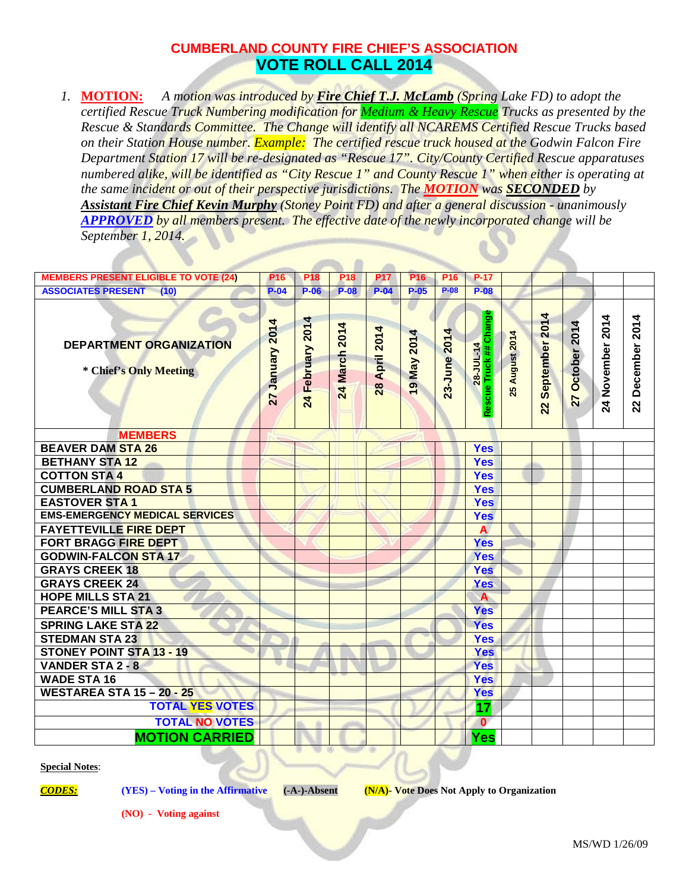# CUMBERLAND COUNTY FIRE CHIEF'S ASSOCIATION
## VOTE ROLL CALL 2014

1. **MOTION:** *A motion was introduced by* ***Fire Chief T.J. McLamb*** *(Spring Lake FD) to adopt the certified Rescue Truck Numbering modification for Medium & Heavy Rescue Trucks as presented by the Rescue & Standards Committee. The Change will identify all NCAREMS Certified Rescue Trucks based on their Station House number. Example: The certified rescue truck housed at the Godwin Falcon Fire Department Station 17 will be re-designated as "Rescue 17". City/County Certified Rescue apparatuses numbered alike, will be identified as "City Rescue 1" and County Rescue 1" when either is operating at the same incident or out of their perspective jurisdictions. The* ***MOTION*** *was* ***SECONDED*** *by* ***Assistant Fire Chief Kevin Murphy*** *(Stoney Point FD) and after a general discussion - unanimously* ***APPROVED*** *by all members present. The effective date of the newly incorporated change will be September 1, 2014.*

| MEMBERS PRESENT ELIGIBLE TO VOTE (24) | P16 | P18 | P18 | P17 | P16 | P16 | P-17 | | | | | |
|---|---|---|---|---|---|---|---|---|---|---|---|---|
| ASSOCIATES PRESENT (10) | P-04 | P-06 | P-08 | P-04 | P-05 | P-08 | P-08 | | | | | |
| DEPARTMENT ORGANIZATION<br>* Chief's Only Meeting | 27 January 2014 | 24 February 2014 | 24 March 2014 | 28 April 2014 | 19 May 2014 | 23-June 2014 | 28-JUL-14 Rescue Truck ## Change | 25 August 2014 | 22 September 2014 | 27 October 2014 | 24 November 2014 | 22 December 2014 |
| **MEMBERS** | | | | | | | | | | | | |
| BEAVER DAM STA 26 | | | | | | | Yes | | | | | |
| BETHANY STA 12 | | | | | | | Yes | | | | | |
| COTTON STA 4 | | | | | | | Yes | | | | | |
| CUMBERLAND ROAD STA 5 | | | | | | | Yes | | | | | |
| EASTOVER STA 1 | | | | | | | Yes | | | | | |
| EMS-EMERGENCY MEDICAL SERVICES | | | | | | | Yes | | | | | |
| FAYETTEVILLE FIRE DEPT | | | | | | | A | | | | | |
| FORT BRAGG FIRE DEPT | | | | | | | Yes | | | | | |
| GODWIN-FALCON STA 17 | | | | | | | Yes | | | | | |
| GRAYS CREEK 18 | | | | | | | Yes | | | | | |
| GRAYS CREEK 24 | | | | | | | Yes | | | | | |
| HOPE MILLS STA 21 | | | | | | | A | | | | | |
| PEARCE'S MILL STA 3 | | | | | | | Yes | | | | | |
| SPRING LAKE STA 22 | | | | | | | Yes | | | | | |
| STEDMAN STA 23 | | | | | | | Yes | | | | | |
| STONEY POINT STA 13 - 19 | | | | | | | Yes | | | | | |
| VANDER STA 2 - 8 | | | | | | | Yes | | | | | |
| WADE STA 16 | | | | | | | Yes | | | | | |
| WESTAREA STA 15 – 20 - 25 | | | | | | | Yes | | | | | |
| TOTAL YES VOTES | | | | | | | 17 | | | | | |
| TOTAL NO VOTES | | | | | | | 0 | | | | | |
| MOTION CARRIED | | | | | | | Yes | | | | | |

**Special Notes**:

***CODES:*** **(YES) – Voting in the Affirmative** **(-A-)-Absent** **(N/A)- Vote Does Not Apply to Organization**

**(NO) - Voting against**

MS/WD 1/26/09